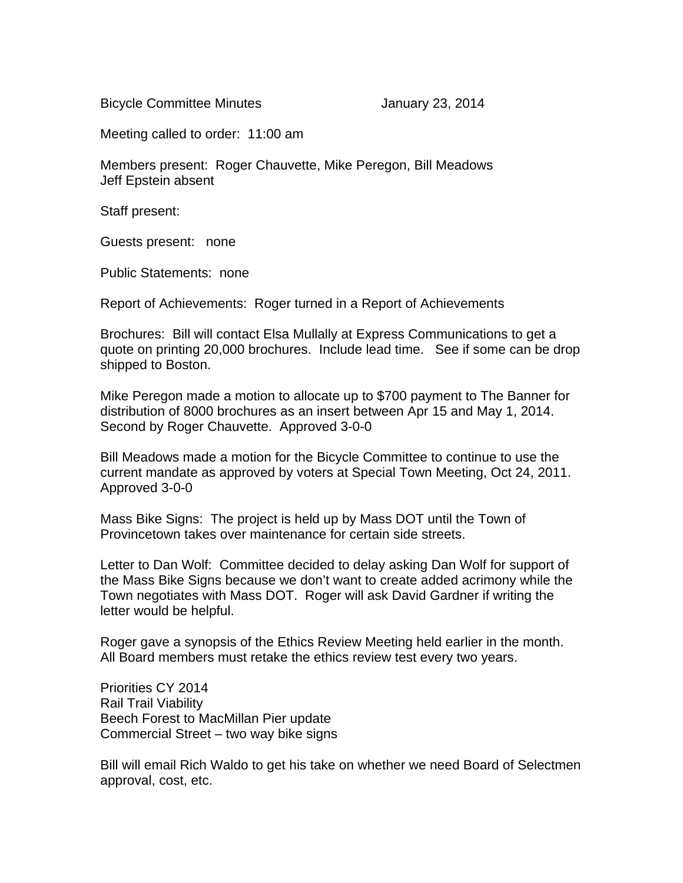Bicycle Committee Minutes January 23, 2014

Meeting called to order: 11:00 am

Members present: Roger Chauvette, Mike Peregon, Bill Meadows
Jeff Epstein absent

Staff present:

Guests present: none

Public Statements: none

Report of Achievements: Roger turned in a Report of Achievements

Brochures: Bill will contact Elsa Mullally at Express Communications to get a quote on printing 20,000 brochures. Include lead time. See if some can be drop shipped to Boston.

Mike Peregon made a motion to allocate up to $700 payment to The Banner for distribution of 8000 brochures as an insert between Apr 15 and May 1, 2014. Second by Roger Chauvette. Approved 3-0-0

Bill Meadows made a motion for the Bicycle Committee to continue to use the current mandate as approved by voters at Special Town Meeting, Oct 24, 2011. Approved 3-0-0

Mass Bike Signs: The project is held up by Mass DOT until the Town of Provincetown takes over maintenance for certain side streets.

Letter to Dan Wolf: Committee decided to delay asking Dan Wolf for support of the Mass Bike Signs because we don't want to create added acrimony while the Town negotiates with Mass DOT. Roger will ask David Gardner if writing the letter would be helpful.

Roger gave a synopsis of the Ethics Review Meeting held earlier in the month. All Board members must retake the ethics review test every two years.

Priorities CY 2014
Rail Trail Viability
Beech Forest to MacMillan Pier update
Commercial Street – two way bike signs

Bill will email Rich Waldo to get his take on whether we need Board of Selectmen approval, cost, etc.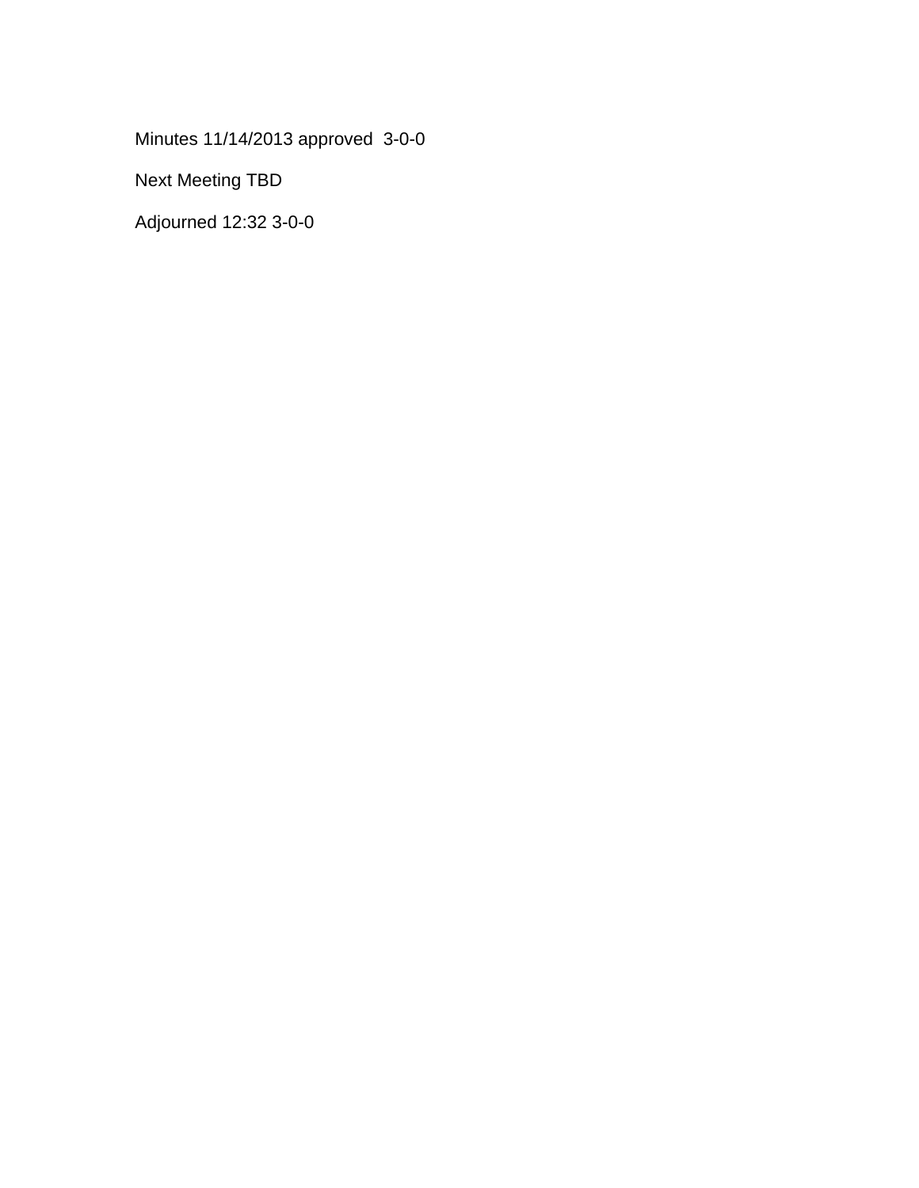Minutes 11/14/2013 approved 3-0-0

Next Meeting TBD

Adjourned 12:32 3-0-0